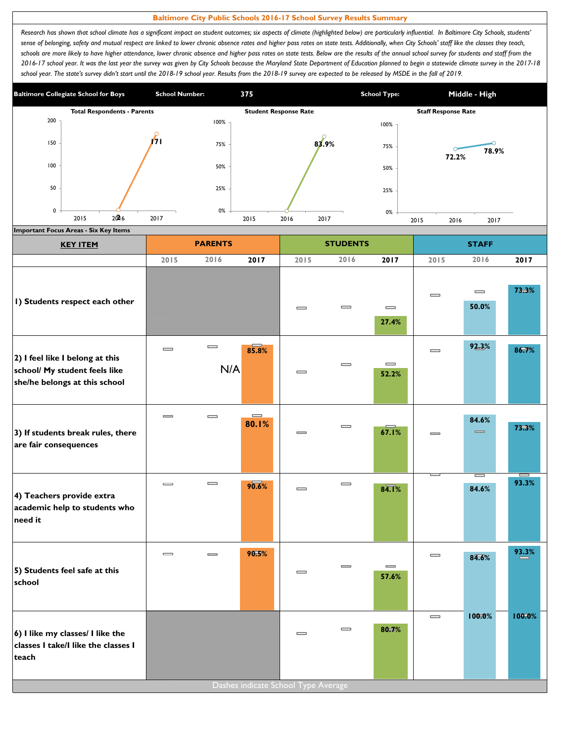# Baltimore City Public Schools 2016-17 School Survey Results Summary

*Research has shown that school climate has a significant impact on student outcomes; six aspects of climate (highlighted below) are particularly influential. In Baltimore City Schools, students' sense of belonging, safety and mutual respect are linked to lower chronic absence rates and higher pass rates on state tests. Additionally, when City Schools' staff like the classes they teach, schools are more likely to have higher attendance, lower chronic absence and higher pass rates on state tests. Below are the results of the annual school survey for students and staff from the 2016-17 school year. It was the last year the survey was given by City Schools because the Maryland State Department of Education planned to begin a statewide climate survey in the 2017-18 school year. The state's survey didn't start until the 2018-19 school year. Results from the 2018-19 survey are expected to be released by MSDE in the fall of 2019.*

| Baltimore Collegiate School for Boys | School Number: | 375 | School Type: | Middle - High |
|---|---|---|---|---|

**Total Respondents - Parents**

| 2015 | 2016 | 2017 |
|---|---|---|
| | 0 | 171 |

**Student Response Rate**

| 2015 | 2016 | 2017 |
|---|---|---|
| | 0 | 83.9% |

**Staff Response Rate**

| 2015 | 2016 | 2017 |
|---|---|---|
| | 72.2% | 78.9% |

**Important Focus Areas - Six Key Items**

| KEY ITEM | PARENTS 2015 | PARENTS 2016 | PARENTS 2017 | STUDENTS 2015 | STUDENTS 2016 | STUDENTS 2017 | STAFF 2015 | STAFF 2016 | STAFF 2017 |
|---|---|---|---|---|---|---|---|---|---|
| 1) Students respect each other | | | | | | 27.4% | | 50.0% | 73.3% |
| 2) I feel like I belong at this school/ My student feels like she/he belongs at this school | | N/A | 85.8% | | | 52.2% | | 92.3% | 86.7% |
| 3) If students break rules, there are fair consequences | | | 80.1% | | | 67.1% | | 84.6% | 73.3% |
| 4) Teachers provide extra academic help to students who need it | | | 90.6% | | | 84.1% | | 84.6% | 93.3% |
| 5) Students feel safe at this school | | | 90.5% | | | 57.6% | | 84.6% | 93.3% |
| 6) I like my classes/ I like the classes I take/I like the classes I teach | | | | | | 80.7% | | 100.0% | 100.0% |

Dashes indicate School Type Average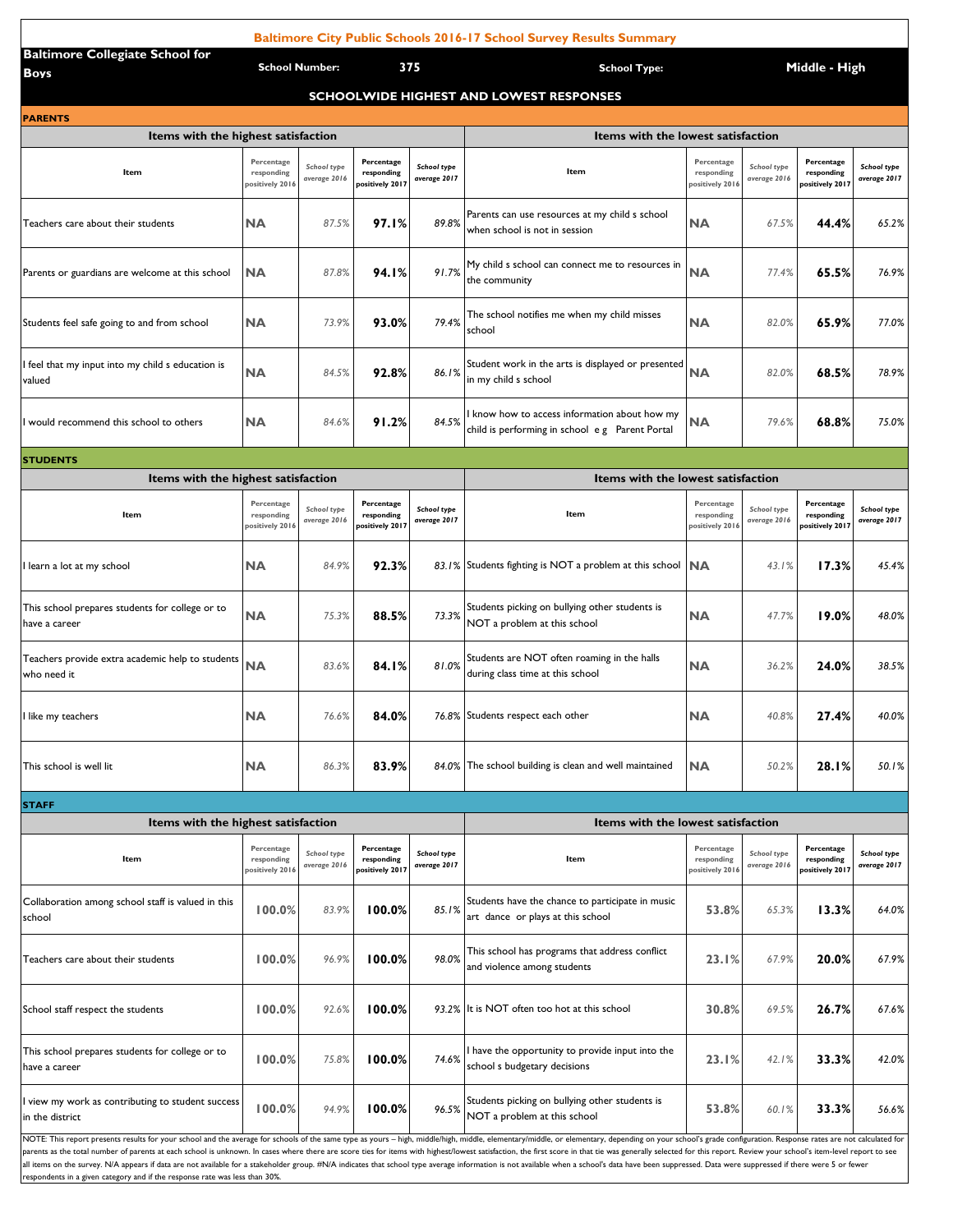## Baltimore City Public Schools 2016-17 School Survey Results Summary

**Baltimore Collegiate School for Boys** | **School Number:** 375 | **School Type:** Middle - High

### SCHOOLWIDE HIGHEST AND LOWEST RESPONSES

### PARENTS

| Items with the highest satisfaction | | | | | Items with the lowest satisfaction | | | | |
|---|---|---|---|---|---|---|---|---|---|
| Item | Percentage responding positively 2016 | *School type average 2016* | Percentage responding positively 2017 | *School type average 2017* | Item | Percentage responding positively 2016 | *School type average 2016* | Percentage responding positively 2017 | *School type average 2017* |
| Teachers care about their students | **NA** | *87.5%* | **97.1%** | *89.8%* | Parents can use resources at my child s school when school is not in session | **NA** | *67.5%* | **44.4%** | *65.2%* |
| Parents or guardians are welcome at this school | **NA** | *87.8%* | **94.1%** | *91.7%* | My child s school can connect me to resources in the community | **NA** | *77.4%* | **65.5%** | *76.9%* |
| Students feel safe going to and from school | **NA** | *73.9%* | **93.0%** | *79.4%* | The school notifies me when my child misses school | **NA** | *82.0%* | **65.9%** | *77.0%* |
| I feel that my input into my child s education is valued | **NA** | *84.5%* | **92.8%** | *86.1%* | Student work in the arts is displayed or presented in my child s school | **NA** | *82.0%* | **68.5%** | *78.9%* |
| I would recommend this school to others | **NA** | *84.6%* | **91.2%** | *84.5%* | I know how to access information about how my child is performing in school e g Parent Portal | **NA** | *79.6%* | **68.8%** | *75.0%* |

### STUDENTS

| Items with the highest satisfaction | | | | | Items with the lowest satisfaction | | | | |
|---|---|---|---|---|---|---|---|---|---|
| Item | Percentage responding positively 2016 | *School type average 2016* | Percentage responding positively 2017 | *School type average 2017* | Item | Percentage responding positively 2016 | *School type average 2016* | Percentage responding positively 2017 | *School type average 2017* |
| I learn a lot at my school | **NA** | *84.9%* | **92.3%** | *83.1%* | Students fighting is NOT a problem at this school | **NA** | *43.1%* | **17.3%** | *45.4%* |
| This school prepares students for college or to have a career | **NA** | *75.3%* | **88.5%** | *73.3%* | Students picking on bullying other students is NOT a problem at this school | **NA** | *47.7%* | **19.0%** | *48.0%* |
| Teachers provide extra academic help to students who need it | **NA** | *83.6%* | **84.1%** | *81.0%* | Students are NOT often roaming in the halls during class time at this school | **NA** | *36.2%* | **24.0%** | *38.5%* |
| I like my teachers | **NA** | *76.6%* | **84.0%** | *76.8%* | Students respect each other | **NA** | *40.8%* | **27.4%** | *40.0%* |
| This school is well lit | **NA** | *86.3%* | **83.9%** | *84.0%* | The school building is clean and well maintained | **NA** | *50.2%* | **28.1%** | *50.1%* |

### STAFF

| Items with the highest satisfaction | | | | | Items with the lowest satisfaction | | | | |
|---|---|---|---|---|---|---|---|---|---|
| Item | Percentage responding positively 2016 | *School type average 2016* | Percentage responding positively 2017 | *School type average 2017* | Item | Percentage responding positively 2016 | *School type average 2016* | Percentage responding positively 2017 | *School type average 2017* |
| Collaboration among school staff is valued in this school | **100.0%** | *83.9%* | **100.0%** | *85.1%* | Students have the chance to participate in music art dance or plays at this school | **53.8%** | *65.3%* | **13.3%** | *64.0%* |
| Teachers care about their students | **100.0%** | *96.9%* | **100.0%** | *98.0%* | This school has programs that address conflict and violence among students | **23.1%** | *67.9%* | **20.0%** | *67.9%* |
| School staff respect the students | **100.0%** | *92.6%* | **100.0%** | *93.2%* | It is NOT often too hot at this school | **30.8%** | *69.5%* | **26.7%** | *67.6%* |
| This school prepares students for college or to have a career | **100.0%** | *75.8%* | **100.0%** | *74.6%* | I have the opportunity to provide input into the school s budgetary decisions | **23.1%** | *42.1%* | **33.3%** | *42.0%* |
| I view my work as contributing to student success in the district | **100.0%** | *94.9%* | **100.0%** | *96.5%* | Students picking on bullying other students is NOT a problem at this school | **53.8%** | *60.1%* | **33.3%** | *56.6%* |

NOTE: This report presents results for your school and the average for schools of the same type as yours – high, middle/high, middle, elementary/middle, or elementary, depending on your school's grade configuration. Response rates are not calculated for parents as the total number of parents at each school is unknown. In cases where there are score ties for items with highest/lowest satisfaction, the first score in that tie was generally selected for this report. Review your school's item-level report to see all items on the survey. N/A appears if data are not available for a stakeholder group. #N/A indicates that school type average information is not available when a school's data have been suppressed. Data were suppressed if there were 5 or fewer respondents in a given category and if the response rate was less than 30%.